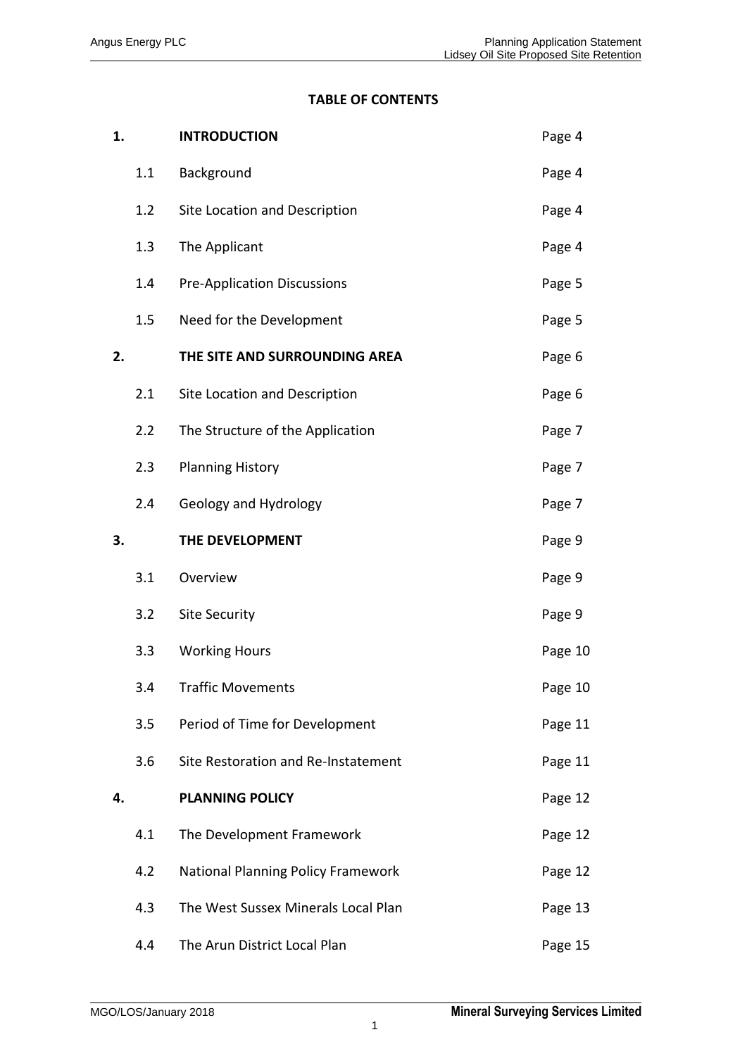**TABLE OF CONTENTS**

| | | | |
|---|---|---|---|
| **1.** | | **INTRODUCTION** | Page 4 |
| | 1.1 | Background | Page 4 |
| | 1.2 | Site Location and Description | Page 4 |
| | 1.3 | The Applicant | Page 4 |
| | 1.4 | Pre-Application Discussions | Page 5 |
| | 1.5 | Need for the Development | Page 5 |
| **2.** | | **THE SITE AND SURROUNDING AREA** | Page 6 |
| | 2.1 | Site Location and Description | Page 6 |
| | 2.2 | The Structure of the Application | Page 7 |
| | 2.3 | Planning History | Page 7 |
| | 2.4 | Geology and Hydrology | Page 7 |
| **3.** | | **THE DEVELOPMENT** | Page 9 |
| | 3.1 | Overview | Page 9 |
| | 3.2 | Site Security | Page 9 |
| | 3.3 | Working Hours | Page 10 |
| | 3.4 | Traffic Movements | Page 10 |
| | 3.5 | Period of Time for Development | Page 11 |
| | 3.6 | Site Restoration and Re-Instatement | Page 11 |
| **4.** | | **PLANNING POLICY** | Page 12 |
| | 4.1 | The Development Framework | Page 12 |
| | 4.2 | National Planning Policy Framework | Page 12 |
| | 4.3 | The West Sussex Minerals Local Plan | Page 13 |
| | 4.4 | The Arun District Local Plan | Page 15 |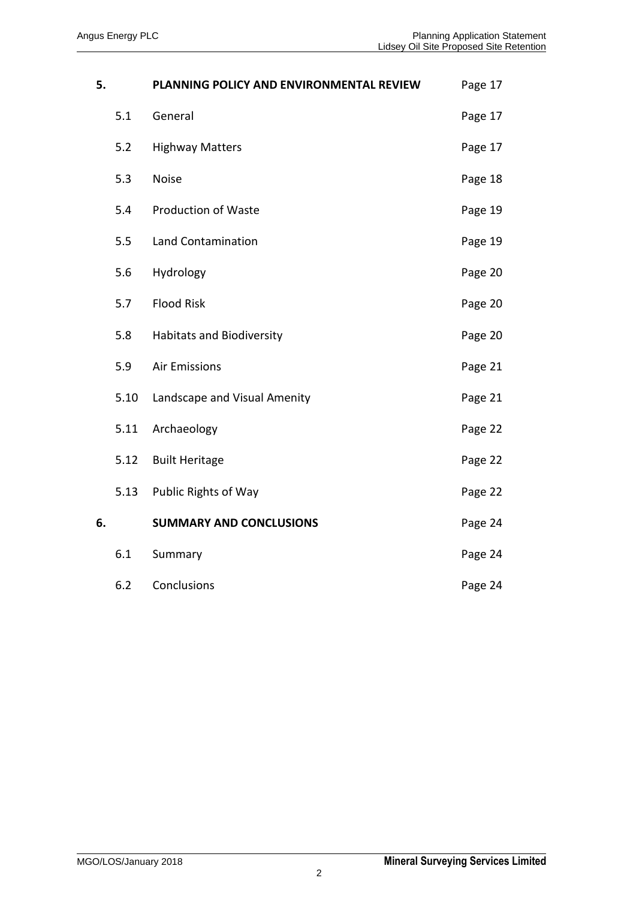| | | |
|---|---|---|
| **5.** | **PLANNING POLICY AND ENVIRONMENTAL REVIEW** | Page 17 |
| 5.1 | General | Page 17 |
| 5.2 | Highway Matters | Page 17 |
| 5.3 | Noise | Page 18 |
| 5.4 | Production of Waste | Page 19 |
| 5.5 | Land Contamination | Page 19 |
| 5.6 | Hydrology | Page 20 |
| 5.7 | Flood Risk | Page 20 |
| 5.8 | Habitats and Biodiversity | Page 20 |
| 5.9 | Air Emissions | Page 21 |
| 5.10 | Landscape and Visual Amenity | Page 21 |
| 5.11 | Archaeology | Page 22 |
| 5.12 | Built Heritage | Page 22 |
| 5.13 | Public Rights of Way | Page 22 |
| **6.** | **SUMMARY AND CONCLUSIONS** | Page 24 |
| 6.1 | Summary | Page 24 |
| 6.2 | Conclusions | Page 24 |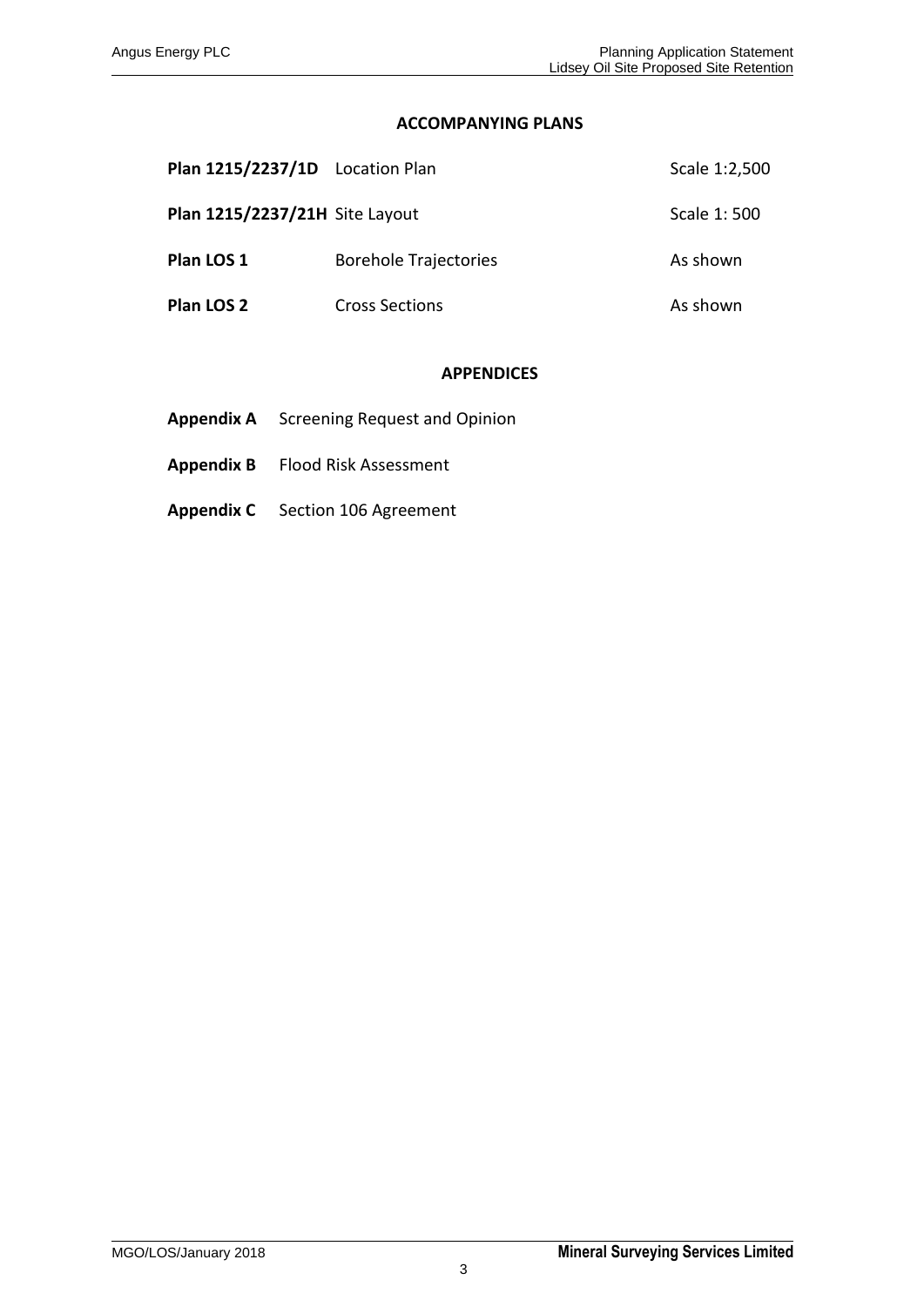## ACCOMPANYING PLANS

| | | |
|---|---|---|
| **Plan 1215/2237/1D** | Location Plan | Scale 1:2,500 |
| **Plan 1215/2237/21H** | Site Layout | Scale 1: 500 |
| **Plan LOS 1** | Borehole Trajectories | As shown |
| **Plan LOS 2** | Cross Sections | As shown |

## APPENDICES

**Appendix A** Screening Request and Opinion

**Appendix B** Flood Risk Assessment

**Appendix C** Section 106 Agreement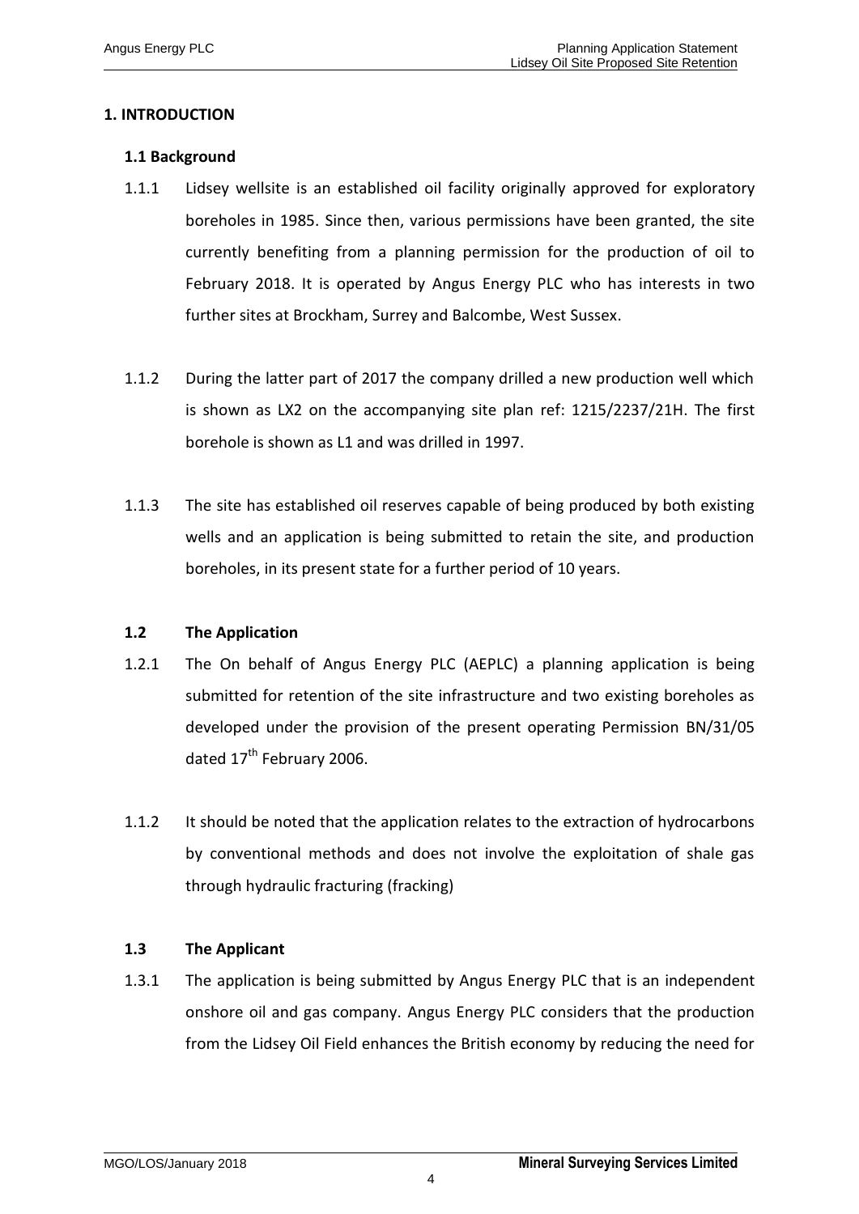# 1. INTRODUCTION

## 1.1 Background

1.1.1 Lidsey wellsite is an established oil facility originally approved for exploratory boreholes in 1985. Since then, various permissions have been granted, the site currently benefiting from a planning permission for the production of oil to February 2018. It is operated by Angus Energy PLC who has interests in two further sites at Brockham, Surrey and Balcombe, West Sussex.

1.1.2 During the latter part of 2017 the company drilled a new production well which is shown as LX2 on the accompanying site plan ref: 1215/2237/21H. The first borehole is shown as L1 and was drilled in 1997.

1.1.3 The site has established oil reserves capable of being produced by both existing wells and an application is being submitted to retain the site, and production boreholes, in its present state for a further period of 10 years.

## 1.2 The Application

1.2.1 The On behalf of Angus Energy PLC (AEPLC) a planning application is being submitted for retention of the site infrastructure and two existing boreholes as developed under the provision of the present operating Permission BN/31/05 dated 17th February 2006.

1.1.2 It should be noted that the application relates to the extraction of hydrocarbons by conventional methods and does not involve the exploitation of shale gas through hydraulic fracturing (fracking)

## 1.3 The Applicant

1.3.1 The application is being submitted by Angus Energy PLC that is an independent onshore oil and gas company. Angus Energy PLC considers that the production from the Lidsey Oil Field enhances the British economy by reducing the need for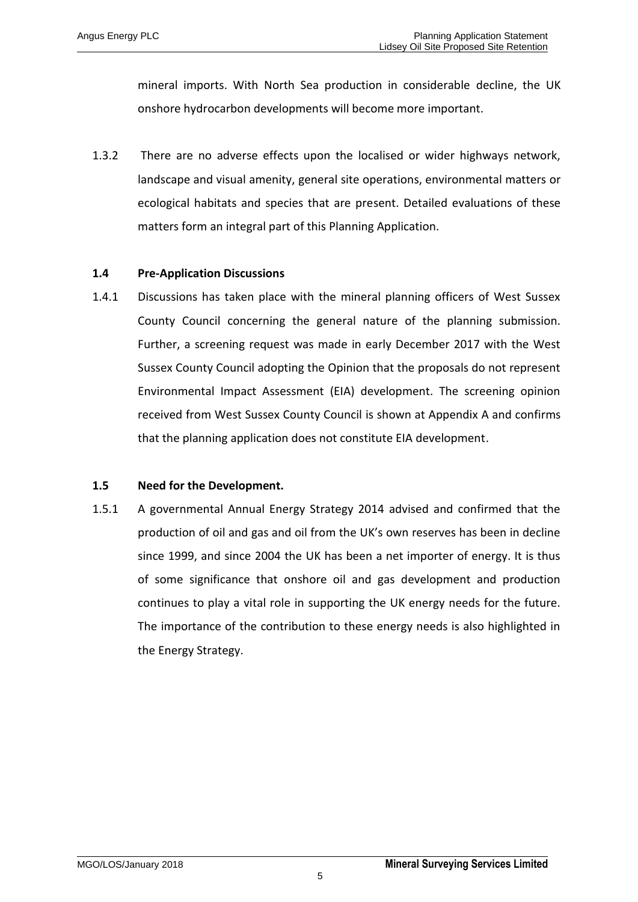mineral imports. With North Sea production in considerable decline, the UK onshore hydrocarbon developments will become more important.

1.3.2 There are no adverse effects upon the localised or wider highways network, landscape and visual amenity, general site operations, environmental matters or ecological habitats and species that are present. Detailed evaluations of these matters form an integral part of this Planning Application.

### 1.4 Pre-Application Discussions

1.4.1 Discussions has taken place with the mineral planning officers of West Sussex County Council concerning the general nature of the planning submission. Further, a screening request was made in early December 2017 with the West Sussex County Council adopting the Opinion that the proposals do not represent Environmental Impact Assessment (EIA) development. The screening opinion received from West Sussex County Council is shown at Appendix A and confirms that the planning application does not constitute EIA development.

### 1.5 Need for the Development.

1.5.1 A governmental Annual Energy Strategy 2014 advised and confirmed that the production of oil and gas and oil from the UK's own reserves has been in decline since 1999, and since 2004 the UK has been a net importer of energy. It is thus of some significance that onshore oil and gas development and production continues to play a vital role in supporting the UK energy needs for the future. The importance of the contribution to these energy needs is also highlighted in the Energy Strategy.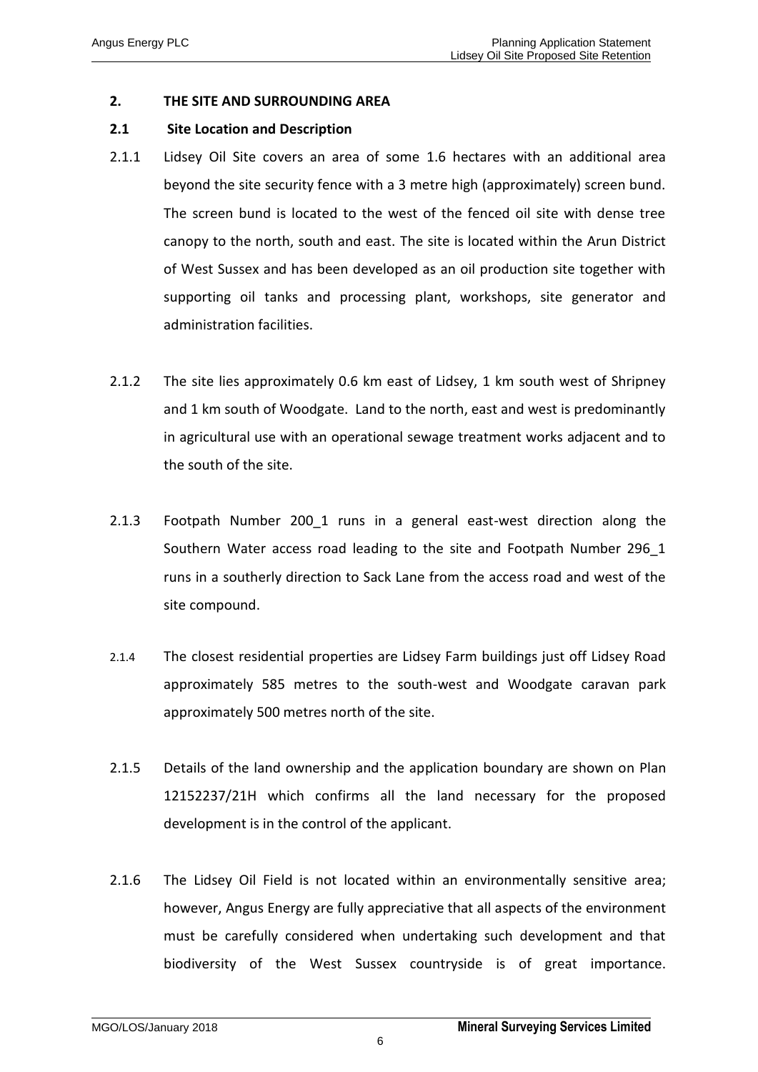## 2. THE SITE AND SURROUNDING AREA

### 2.1 Site Location and Description

2.1.1 Lidsey Oil Site covers an area of some 1.6 hectares with an additional area beyond the site security fence with a 3 metre high (approximately) screen bund. The screen bund is located to the west of the fenced oil site with dense tree canopy to the north, south and east. The site is located within the Arun District of West Sussex and has been developed as an oil production site together with supporting oil tanks and processing plant, workshops, site generator and administration facilities.

2.1.2 The site lies approximately 0.6 km east of Lidsey, 1 km south west of Shripney and 1 km south of Woodgate. Land to the north, east and west is predominantly in agricultural use with an operational sewage treatment works adjacent and to the south of the site.

2.1.3 Footpath Number 200_1 runs in a general east-west direction along the Southern Water access road leading to the site and Footpath Number 296_1 runs in a southerly direction to Sack Lane from the access road and west of the site compound.

2.1.4 The closest residential properties are Lidsey Farm buildings just off Lidsey Road approximately 585 metres to the south-west and Woodgate caravan park approximately 500 metres north of the site.

2.1.5 Details of the land ownership and the application boundary are shown on Plan 12152237/21H which confirms all the land necessary for the proposed development is in the control of the applicant.

2.1.6 The Lidsey Oil Field is not located within an environmentally sensitive area; however, Angus Energy are fully appreciative that all aspects of the environment must be carefully considered when undertaking such development and that biodiversity of the West Sussex countryside is of great importance.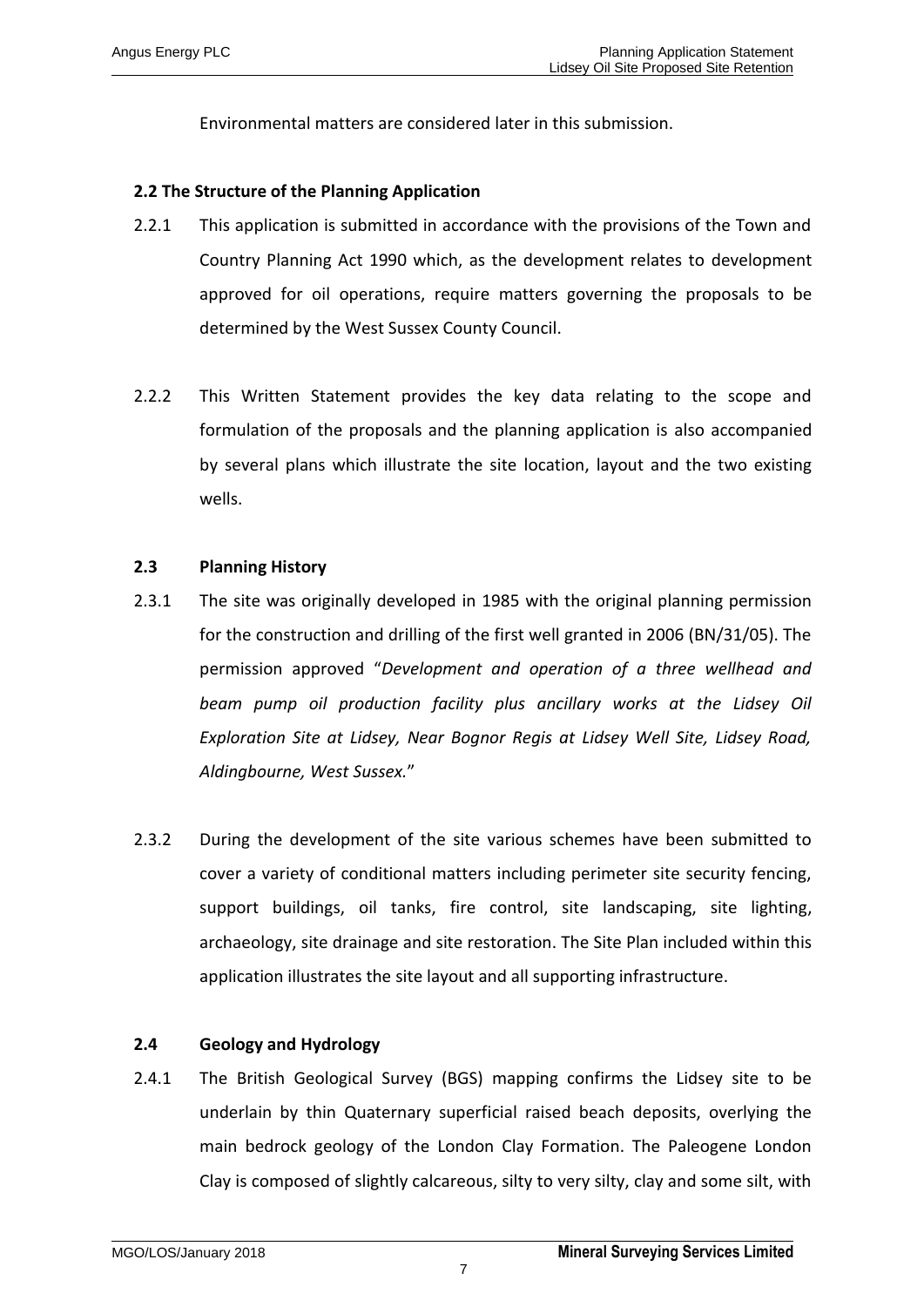Environmental matters are considered later in this submission.

### 2.2 The Structure of the Planning Application

2.2.1 This application is submitted in accordance with the provisions of the Town and Country Planning Act 1990 which, as the development relates to development approved for oil operations, require matters governing the proposals to be determined by the West Sussex County Council.

2.2.2 This Written Statement provides the key data relating to the scope and formulation of the proposals and the planning application is also accompanied by several plans which illustrate the site location, layout and the two existing wells.

### 2.3 Planning History

2.3.1 The site was originally developed in 1985 with the original planning permission for the construction and drilling of the first well granted in 2006 (BN/31/05). The permission approved "*Development and operation of a three wellhead and beam pump oil production facility plus ancillary works at the Lidsey Oil Exploration Site at Lidsey, Near Bognor Regis at Lidsey Well Site, Lidsey Road, Aldingbourne, West Sussex.*"

2.3.2 During the development of the site various schemes have been submitted to cover a variety of conditional matters including perimeter site security fencing, support buildings, oil tanks, fire control, site landscaping, site lighting, archaeology, site drainage and site restoration. The Site Plan included within this application illustrates the site layout and all supporting infrastructure.

### 2.4 Geology and Hydrology

2.4.1 The British Geological Survey (BGS) mapping confirms the Lidsey site to be underlain by thin Quaternary superficial raised beach deposits, overlying the main bedrock geology of the London Clay Formation. The Paleogene London Clay is composed of slightly calcareous, silty to very silty, clay and some silt, with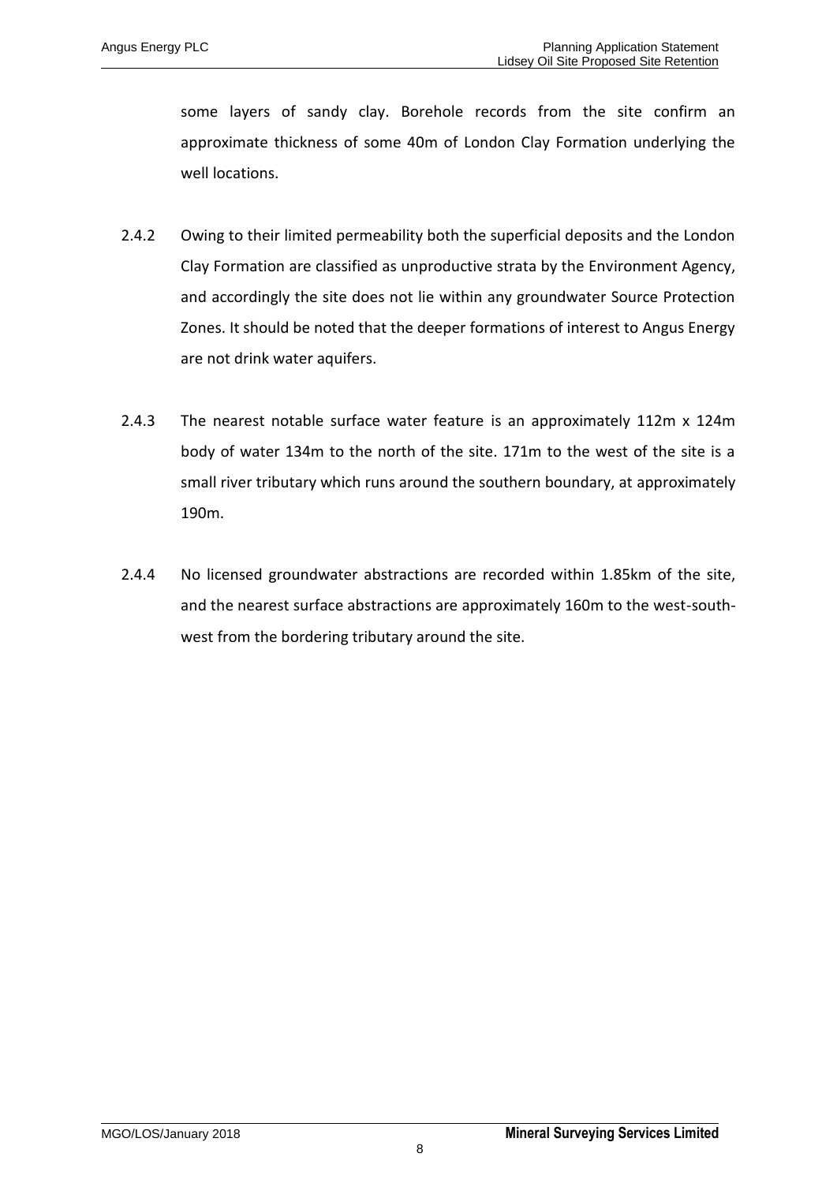some layers of sandy clay. Borehole records from the site confirm an approximate thickness of some 40m of London Clay Formation underlying the well locations.

2.4.2 Owing to their limited permeability both the superficial deposits and the London Clay Formation are classified as unproductive strata by the Environment Agency, and accordingly the site does not lie within any groundwater Source Protection Zones. It should be noted that the deeper formations of interest to Angus Energy are not drink water aquifers.

2.4.3 The nearest notable surface water feature is an approximately 112m x 124m body of water 134m to the north of the site. 171m to the west of the site is a small river tributary which runs around the southern boundary, at approximately 190m.

2.4.4 No licensed groundwater abstractions are recorded within 1.85km of the site, and the nearest surface abstractions are approximately 160m to the west-south-west from the bordering tributary around the site.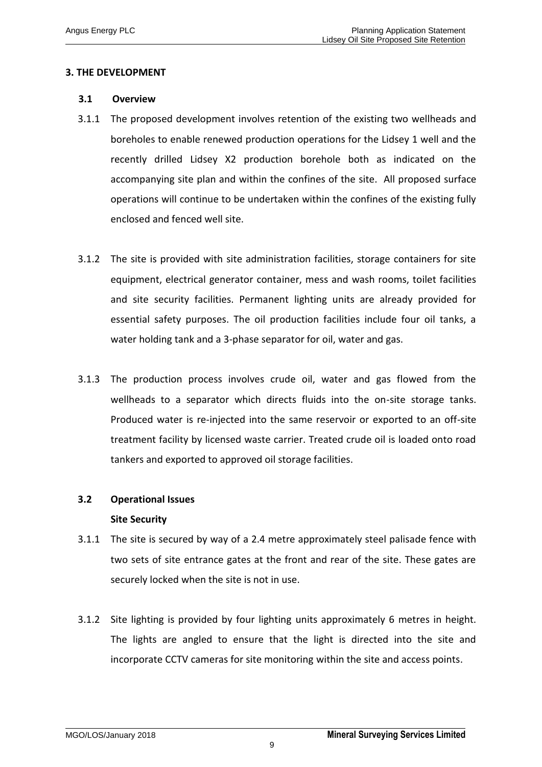## 3. THE DEVELOPMENT

### 3.1 Overview

3.1.1 The proposed development involves retention of the existing two wellheads and boreholes to enable renewed production operations for the Lidsey 1 well and the recently drilled Lidsey X2 production borehole both as indicated on the accompanying site plan and within the confines of the site. All proposed surface operations will continue to be undertaken within the confines of the existing fully enclosed and fenced well site.

3.1.2 The site is provided with site administration facilities, storage containers for site equipment, electrical generator container, mess and wash rooms, toilet facilities and site security facilities. Permanent lighting units are already provided for essential safety purposes. The oil production facilities include four oil tanks, a water holding tank and a 3-phase separator for oil, water and gas.

3.1.3 The production process involves crude oil, water and gas flowed from the wellheads to a separator which directs fluids into the on-site storage tanks. Produced water is re-injected into the same reservoir or exported to an off-site treatment facility by licensed waste carrier. Treated crude oil is loaded onto road tankers and exported to approved oil storage facilities.

### 3.2 Operational Issues

**Site Security**

3.1.1 The site is secured by way of a 2.4 metre approximately steel palisade fence with two sets of site entrance gates at the front and rear of the site. These gates are securely locked when the site is not in use.

3.1.2 Site lighting is provided by four lighting units approximately 6 metres in height. The lights are angled to ensure that the light is directed into the site and incorporate CCTV cameras for site monitoring within the site and access points.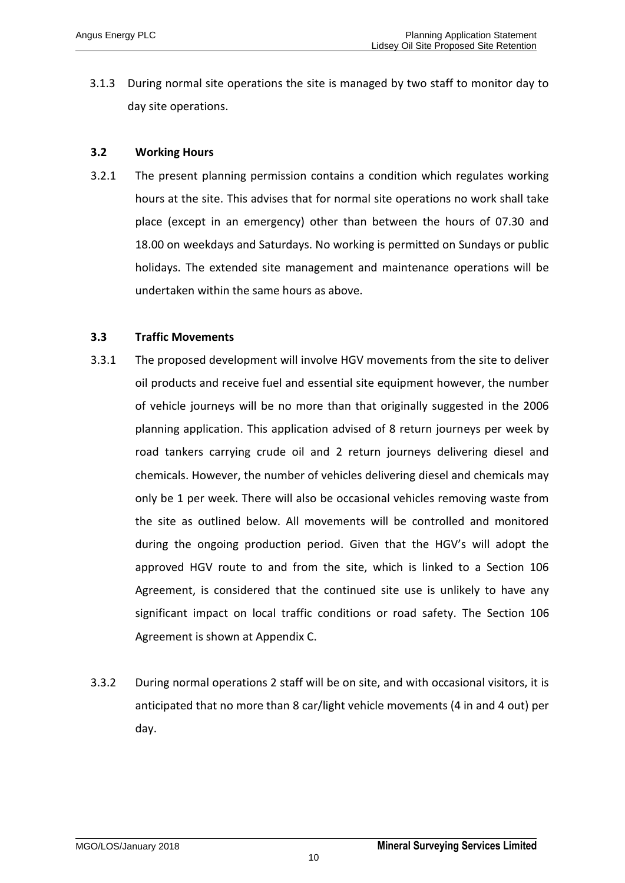3.1.3 During normal site operations the site is managed by two staff to monitor day to day site operations.

### 3.2 Working Hours

3.2.1 The present planning permission contains a condition which regulates working hours at the site. This advises that for normal site operations no work shall take place (except in an emergency) other than between the hours of 07.30 and 18.00 on weekdays and Saturdays. No working is permitted on Sundays or public holidays. The extended site management and maintenance operations will be undertaken within the same hours as above.

### 3.3 Traffic Movements

3.3.1 The proposed development will involve HGV movements from the site to deliver oil products and receive fuel and essential site equipment however, the number of vehicle journeys will be no more than that originally suggested in the 2006 planning application. This application advised of 8 return journeys per week by road tankers carrying crude oil and 2 return journeys delivering diesel and chemicals. However, the number of vehicles delivering diesel and chemicals may only be 1 per week. There will also be occasional vehicles removing waste from the site as outlined below. All movements will be controlled and monitored during the ongoing production period. Given that the HGV's will adopt the approved HGV route to and from the site, which is linked to a Section 106 Agreement, is considered that the continued site use is unlikely to have any significant impact on local traffic conditions or road safety. The Section 106 Agreement is shown at Appendix C.

3.3.2 During normal operations 2 staff will be on site, and with occasional visitors, it is anticipated that no more than 8 car/light vehicle movements (4 in and 4 out) per day.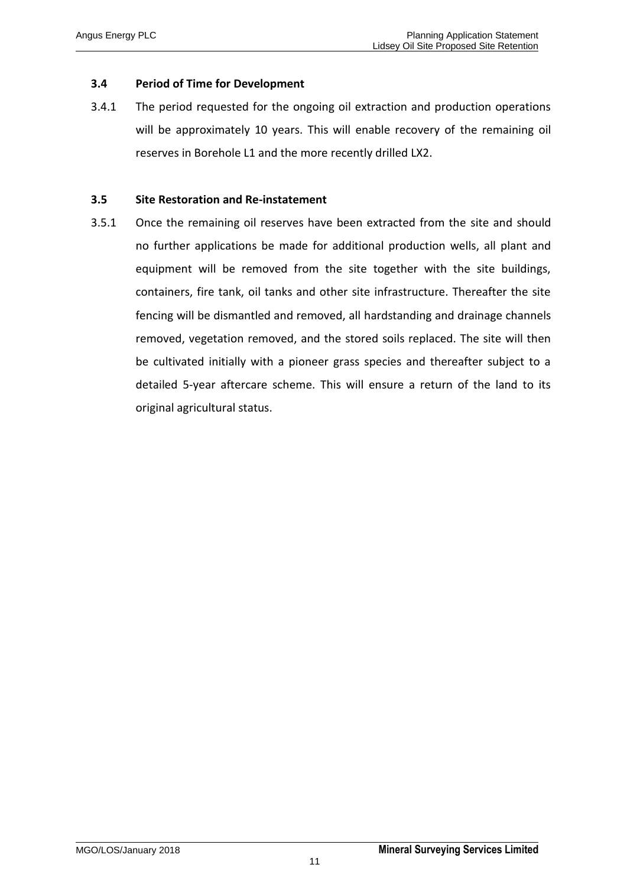### 3.4 Period of Time for Development

3.4.1 The period requested for the ongoing oil extraction and production operations will be approximately 10 years. This will enable recovery of the remaining oil reserves in Borehole L1 and the more recently drilled LX2.

### 3.5 Site Restoration and Re-instatement

3.5.1 Once the remaining oil reserves have been extracted from the site and should no further applications be made for additional production wells, all plant and equipment will be removed from the site together with the site buildings, containers, fire tank, oil tanks and other site infrastructure. Thereafter the site fencing will be dismantled and removed, all hardstanding and drainage channels removed, vegetation removed, and the stored soils replaced. The site will then be cultivated initially with a pioneer grass species and thereafter subject to a detailed 5-year aftercare scheme. This will ensure a return of the land to its original agricultural status.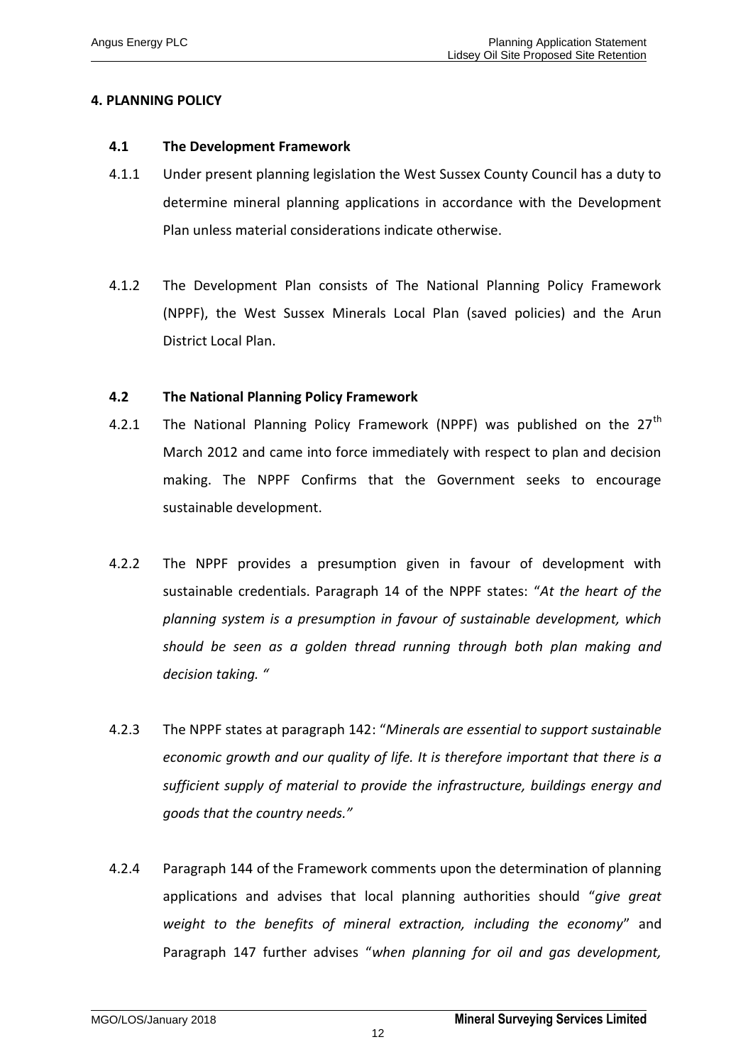## 4. PLANNING POLICY

### 4.1 The Development Framework

4.1.1 Under present planning legislation the West Sussex County Council has a duty to determine mineral planning applications in accordance with the Development Plan unless material considerations indicate otherwise.

4.1.2 The Development Plan consists of The National Planning Policy Framework (NPPF), the West Sussex Minerals Local Plan (saved policies) and the Arun District Local Plan.

### 4.2 The National Planning Policy Framework

4.2.1 The National Planning Policy Framework (NPPF) was published on the 27th March 2012 and came into force immediately with respect to plan and decision making. The NPPF Confirms that the Government seeks to encourage sustainable development.

4.2.2 The NPPF provides a presumption given in favour of development with sustainable credentials. Paragraph 14 of the NPPF states: "*At the heart of the planning system is a presumption in favour of sustainable development, which should be seen as a golden thread running through both plan making and decision taking.* "

4.2.3 The NPPF states at paragraph 142: "*Minerals are essential to support sustainable economic growth and our quality of life. It is therefore important that there is a sufficient supply of material to provide the infrastructure, buildings energy and goods that the country needs.*"

4.2.4 Paragraph 144 of the Framework comments upon the determination of planning applications and advises that local planning authorities should "*give great weight to the benefits of mineral extraction, including the economy*" and Paragraph 147 further advises "*when planning for oil and gas development,*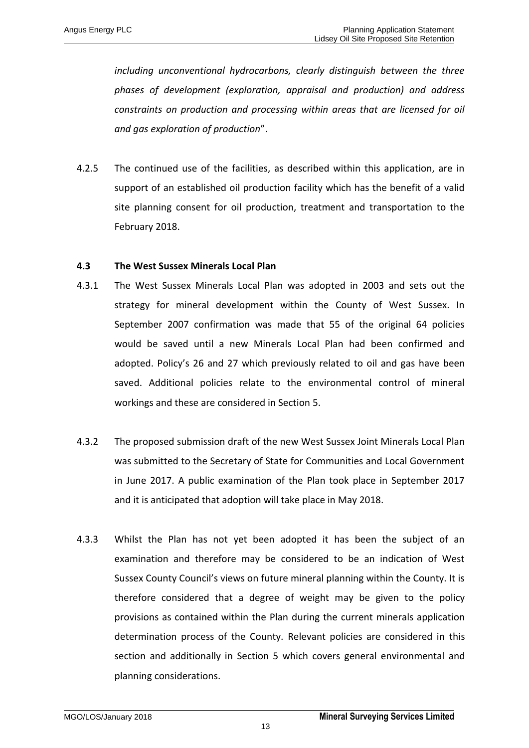*including unconventional hydrocarbons, clearly distinguish between the three phases of development (exploration, appraisal and production) and address constraints on production and processing within areas that are licensed for oil and gas exploration of production*".

4.2.5 The continued use of the facilities, as described within this application, are in support of an established oil production facility which has the benefit of a valid site planning consent for oil production, treatment and transportation to the February 2018.

### 4.3 The West Sussex Minerals Local Plan

4.3.1 The West Sussex Minerals Local Plan was adopted in 2003 and sets out the strategy for mineral development within the County of West Sussex. In September 2007 confirmation was made that 55 of the original 64 policies would be saved until a new Minerals Local Plan had been confirmed and adopted. Policy's 26 and 27 which previously related to oil and gas have been saved. Additional policies relate to the environmental control of mineral workings and these are considered in Section 5.

4.3.2 The proposed submission draft of the new West Sussex Joint Minerals Local Plan was submitted to the Secretary of State for Communities and Local Government in June 2017. A public examination of the Plan took place in September 2017 and it is anticipated that adoption will take place in May 2018.

4.3.3 Whilst the Plan has not yet been adopted it has been the subject of an examination and therefore may be considered to be an indication of West Sussex County Council's views on future mineral planning within the County. It is therefore considered that a degree of weight may be given to the policy provisions as contained within the Plan during the current minerals application determination process of the County. Relevant policies are considered in this section and additionally in Section 5 which covers general environmental and planning considerations.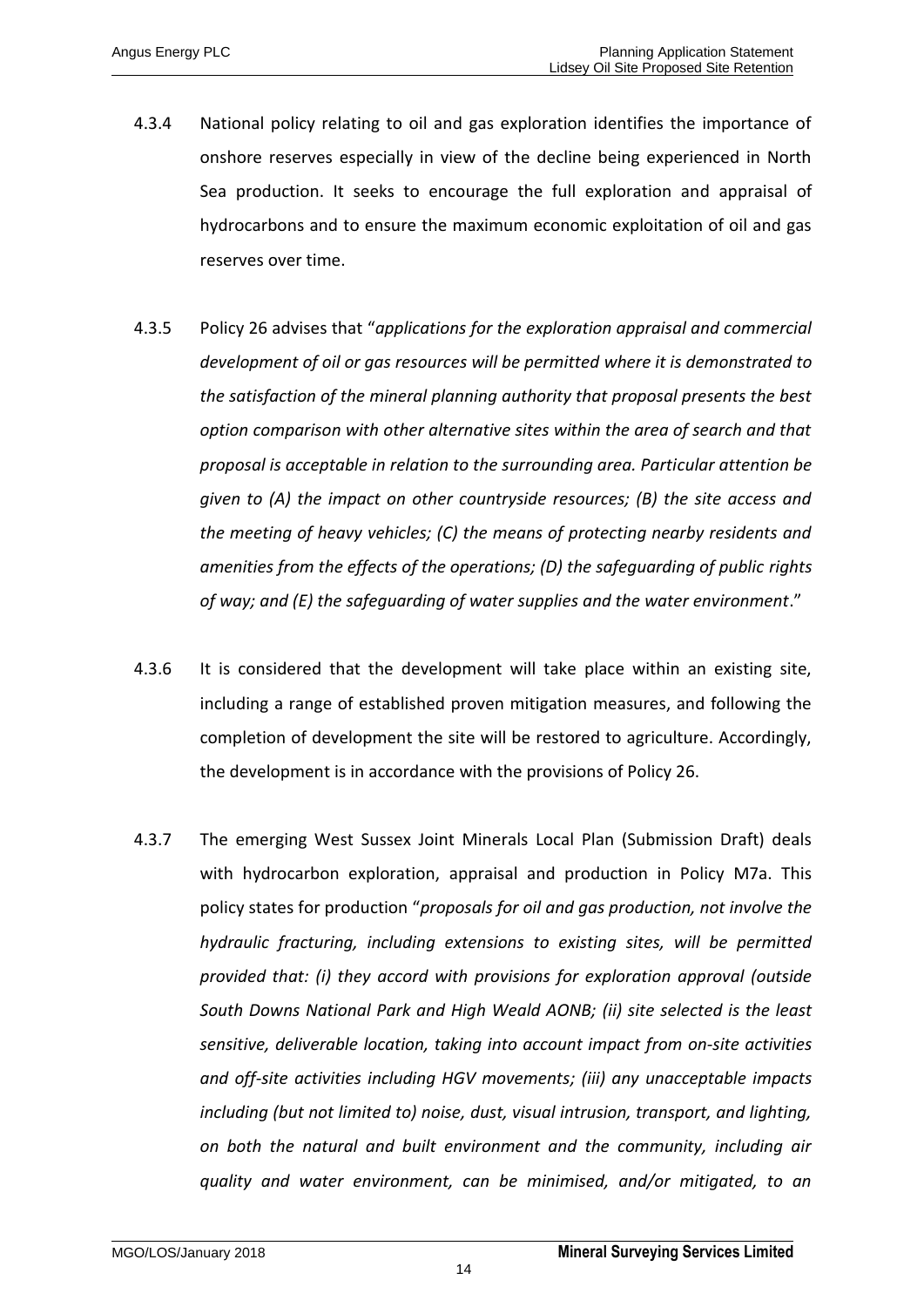4.3.4 National policy relating to oil and gas exploration identifies the importance of onshore reserves especially in view of the decline being experienced in North Sea production. It seeks to encourage the full exploration and appraisal of hydrocarbons and to ensure the maximum economic exploitation of oil and gas reserves over time.

4.3.5 Policy 26 advises that "*applications for the exploration appraisal and commercial development of oil or gas resources will be permitted where it is demonstrated to the satisfaction of the mineral planning authority that proposal presents the best option comparison with other alternative sites within the area of search and that proposal is acceptable in relation to the surrounding area. Particular attention be given to (A) the impact on other countryside resources; (B) the site access and the meeting of heavy vehicles; (C) the means of protecting nearby residents and amenities from the effects of the operations; (D) the safeguarding of public rights of way; and (E) the safeguarding of water supplies and the water environment*."

4.3.6 It is considered that the development will take place within an existing site, including a range of established proven mitigation measures, and following the completion of development the site will be restored to agriculture. Accordingly, the development is in accordance with the provisions of Policy 26.

4.3.7 The emerging West Sussex Joint Minerals Local Plan (Submission Draft) deals with hydrocarbon exploration, appraisal and production in Policy M7a. This policy states for production "*proposals for oil and gas production, not involve the hydraulic fracturing, including extensions to existing sites, will be permitted provided that: (i) they accord with provisions for exploration approval (outside South Downs National Park and High Weald AONB; (ii) site selected is the least sensitive, deliverable location, taking into account impact from on-site activities and off-site activities including HGV movements; (iii) any unacceptable impacts including (but not limited to) noise, dust, visual intrusion, transport, and lighting, on both the natural and built environment and the community, including air quality and water environment, can be minimised, and/or mitigated, to an*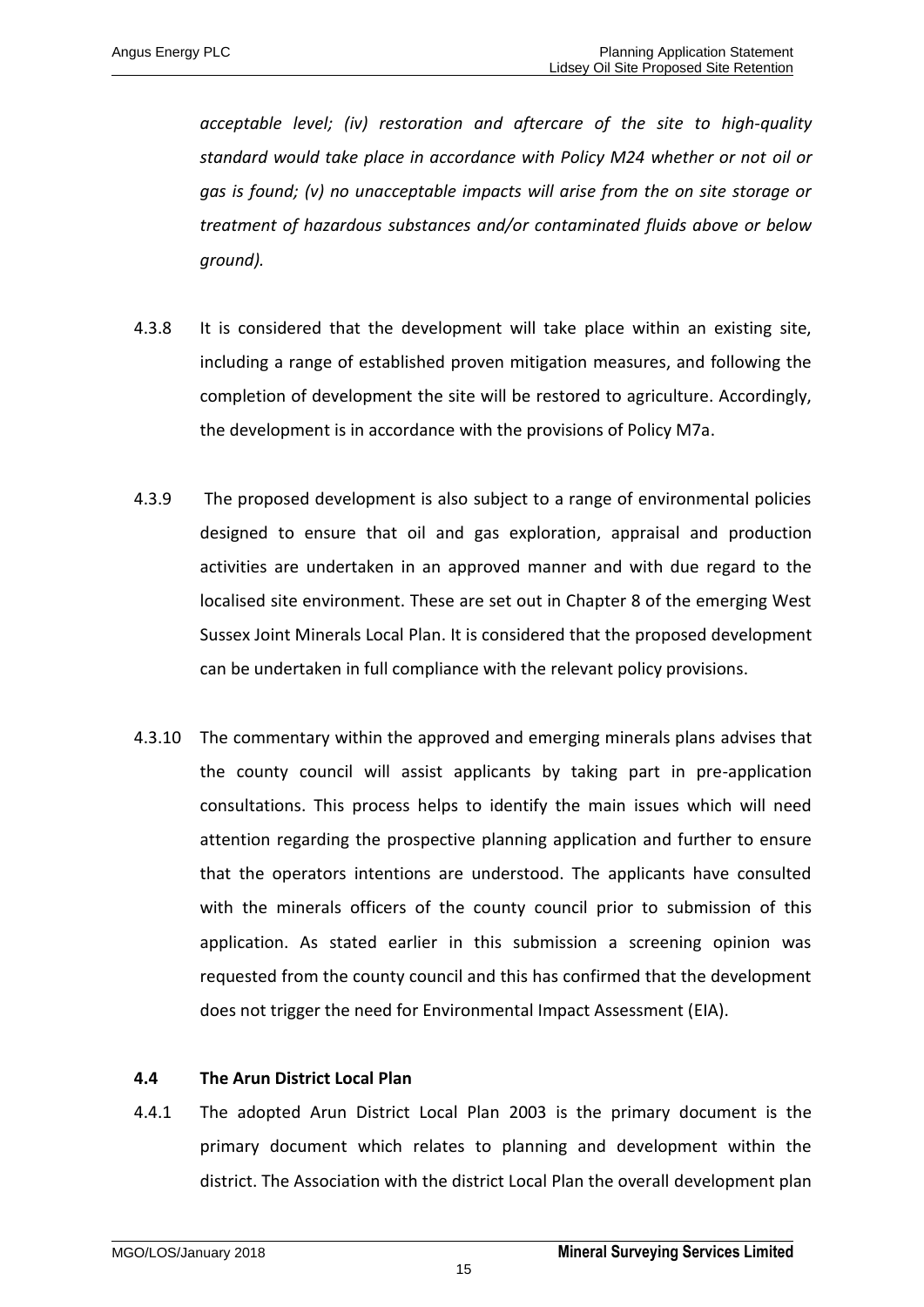*acceptable level; (iv) restoration and aftercare of the site to high-quality standard would take place in accordance with Policy M24 whether or not oil or gas is found; (v) no unacceptable impacts will arise from the on site storage or treatment of hazardous substances and/or contaminated fluids above or below ground).*

4.3.8 It is considered that the development will take place within an existing site, including a range of established proven mitigation measures, and following the completion of development the site will be restored to agriculture. Accordingly, the development is in accordance with the provisions of Policy M7a.

4.3.9 The proposed development is also subject to a range of environmental policies designed to ensure that oil and gas exploration, appraisal and production activities are undertaken in an approved manner and with due regard to the localised site environment. These are set out in Chapter 8 of the emerging West Sussex Joint Minerals Local Plan. It is considered that the proposed development can be undertaken in full compliance with the relevant policy provisions.

4.3.10 The commentary within the approved and emerging minerals plans advises that the county council will assist applicants by taking part in pre-application consultations. This process helps to identify the main issues which will need attention regarding the prospective planning application and further to ensure that the operators intentions are understood. The applicants have consulted with the minerals officers of the county council prior to submission of this application. As stated earlier in this submission a screening opinion was requested from the county council and this has confirmed that the development does not trigger the need for Environmental Impact Assessment (EIA).

### 4.4 The Arun District Local Plan

4.4.1 The adopted Arun District Local Plan 2003 is the primary document is the primary document which relates to planning and development within the district. The Association with the district Local Plan the overall development plan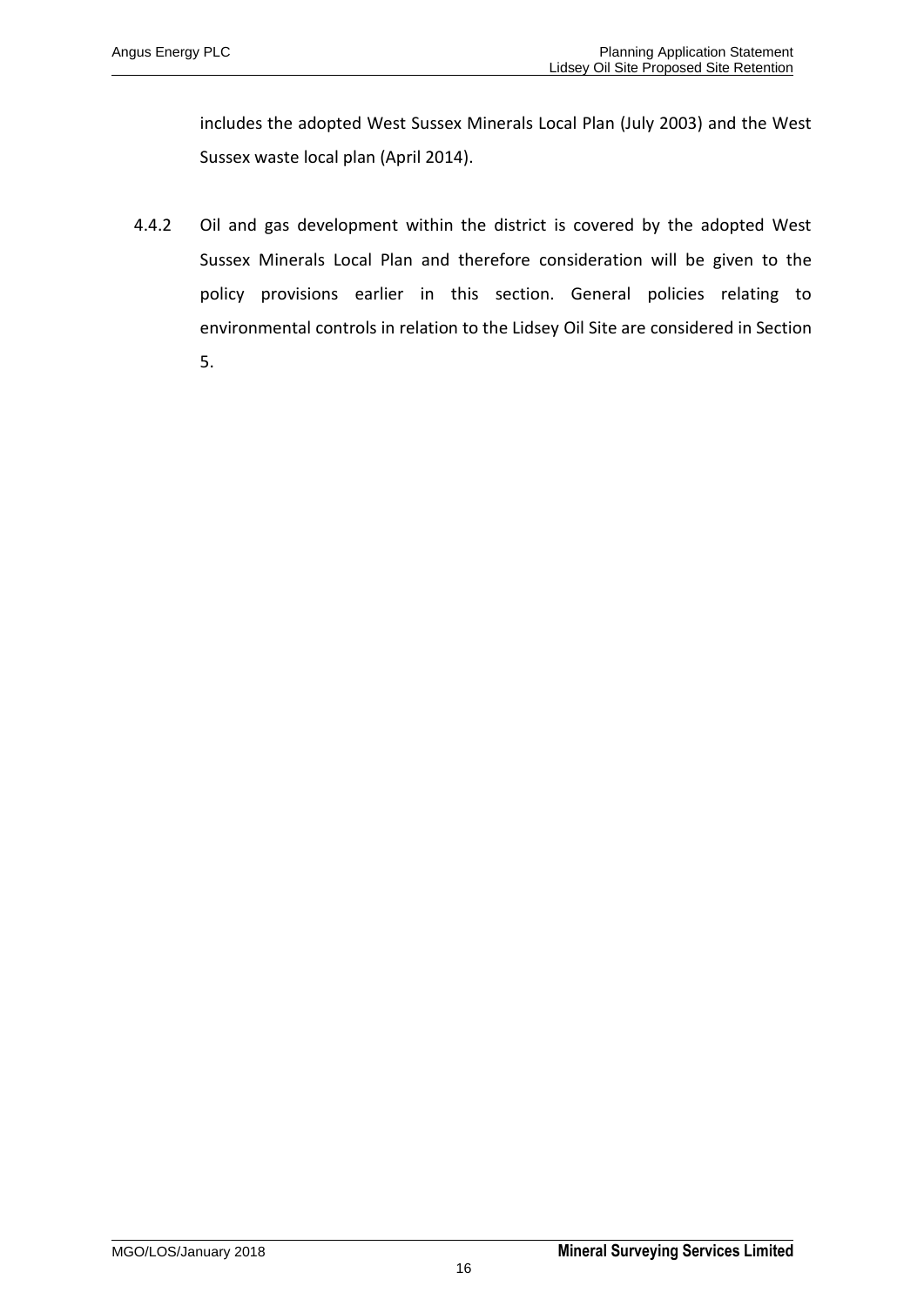includes the adopted West Sussex Minerals Local Plan (July 2003) and the West Sussex waste local plan (April 2014).

4.4.2 Oil and gas development within the district is covered by the adopted West Sussex Minerals Local Plan and therefore consideration will be given to the policy provisions earlier in this section. General policies relating to environmental controls in relation to the Lidsey Oil Site are considered in Section 5.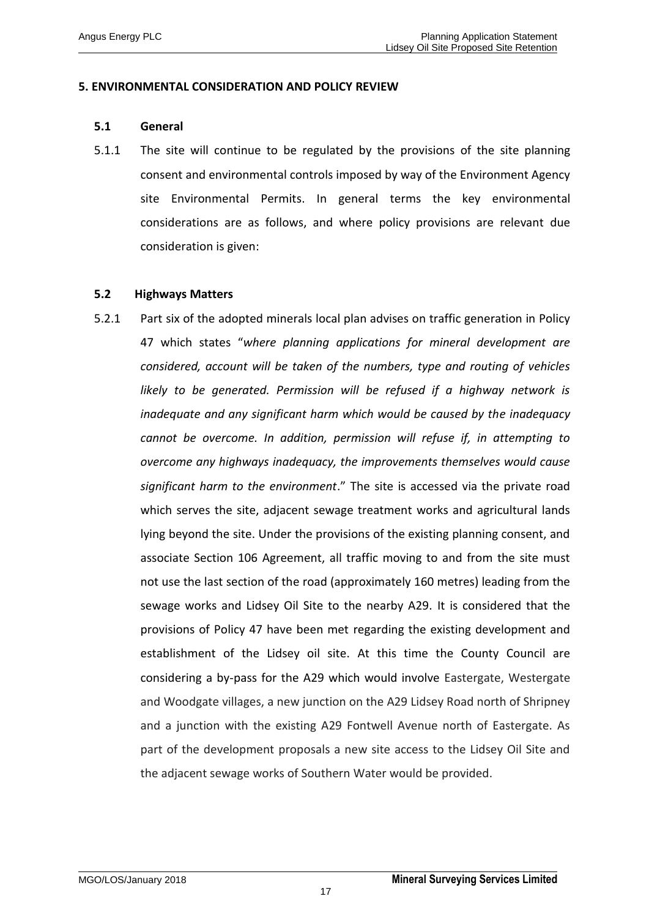## 5. ENVIRONMENTAL CONSIDERATION AND POLICY REVIEW

### 5.1 General

5.1.1 The site will continue to be regulated by the provisions of the site planning consent and environmental controls imposed by way of the Environment Agency site Environmental Permits. In general terms the key environmental considerations are as follows, and where policy provisions are relevant due consideration is given:

### 5.2 Highways Matters

5.2.1 Part six of the adopted minerals local plan advises on traffic generation in Policy 47 which states "*where planning applications for mineral development are considered, account will be taken of the numbers, type and routing of vehicles likely to be generated. Permission will be refused if a highway network is inadequate and any significant harm which would be caused by the inadequacy cannot be overcome. In addition, permission will refuse if, in attempting to overcome any highways inadequacy, the improvements themselves would cause significant harm to the environment*." The site is accessed via the private road which serves the site, adjacent sewage treatment works and agricultural lands lying beyond the site. Under the provisions of the existing planning consent, and associate Section 106 Agreement, all traffic moving to and from the site must not use the last section of the road (approximately 160 metres) leading from the sewage works and Lidsey Oil Site to the nearby A29. It is considered that the provisions of Policy 47 have been met regarding the existing development and establishment of the Lidsey oil site. At this time the County Council are considering a by-pass for the A29 which would involve Eastergate, Westergate and Woodgate villages, a new junction on the A29 Lidsey Road north of Shripney and a junction with the existing A29 Fontwell Avenue north of Eastergate. As part of the development proposals a new site access to the Lidsey Oil Site and the adjacent sewage works of Southern Water would be provided.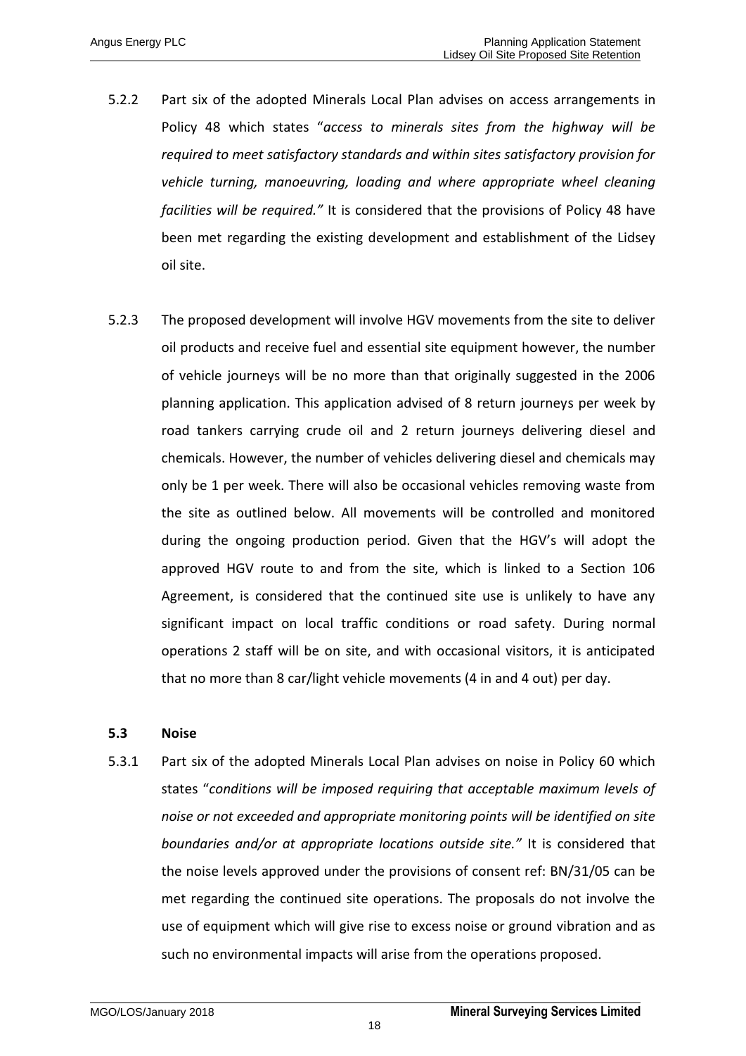5.2.2 Part six of the adopted Minerals Local Plan advises on access arrangements in Policy 48 which states "*access to minerals sites from the highway will be required to meet satisfactory standards and within sites satisfactory provision for vehicle turning, manoeuvring, loading and where appropriate wheel cleaning facilities will be required.*" It is considered that the provisions of Policy 48 have been met regarding the existing development and establishment of the Lidsey oil site.

5.2.3 The proposed development will involve HGV movements from the site to deliver oil products and receive fuel and essential site equipment however, the number of vehicle journeys will be no more than that originally suggested in the 2006 planning application. This application advised of 8 return journeys per week by road tankers carrying crude oil and 2 return journeys delivering diesel and chemicals. However, the number of vehicles delivering diesel and chemicals may only be 1 per week. There will also be occasional vehicles removing waste from the site as outlined below. All movements will be controlled and monitored during the ongoing production period. Given that the HGV's will adopt the approved HGV route to and from the site, which is linked to a Section 106 Agreement, is considered that the continued site use is unlikely to have any significant impact on local traffic conditions or road safety. During normal operations 2 staff will be on site, and with occasional visitors, it is anticipated that no more than 8 car/light vehicle movements (4 in and 4 out) per day.

### 5.3 Noise

5.3.1 Part six of the adopted Minerals Local Plan advises on noise in Policy 60 which states "*conditions will be imposed requiring that acceptable maximum levels of noise or not exceeded and appropriate monitoring points will be identified on site boundaries and/or at appropriate locations outside site.*" It is considered that the noise levels approved under the provisions of consent ref: BN/31/05 can be met regarding the continued site operations. The proposals do not involve the use of equipment which will give rise to excess noise or ground vibration and as such no environmental impacts will arise from the operations proposed.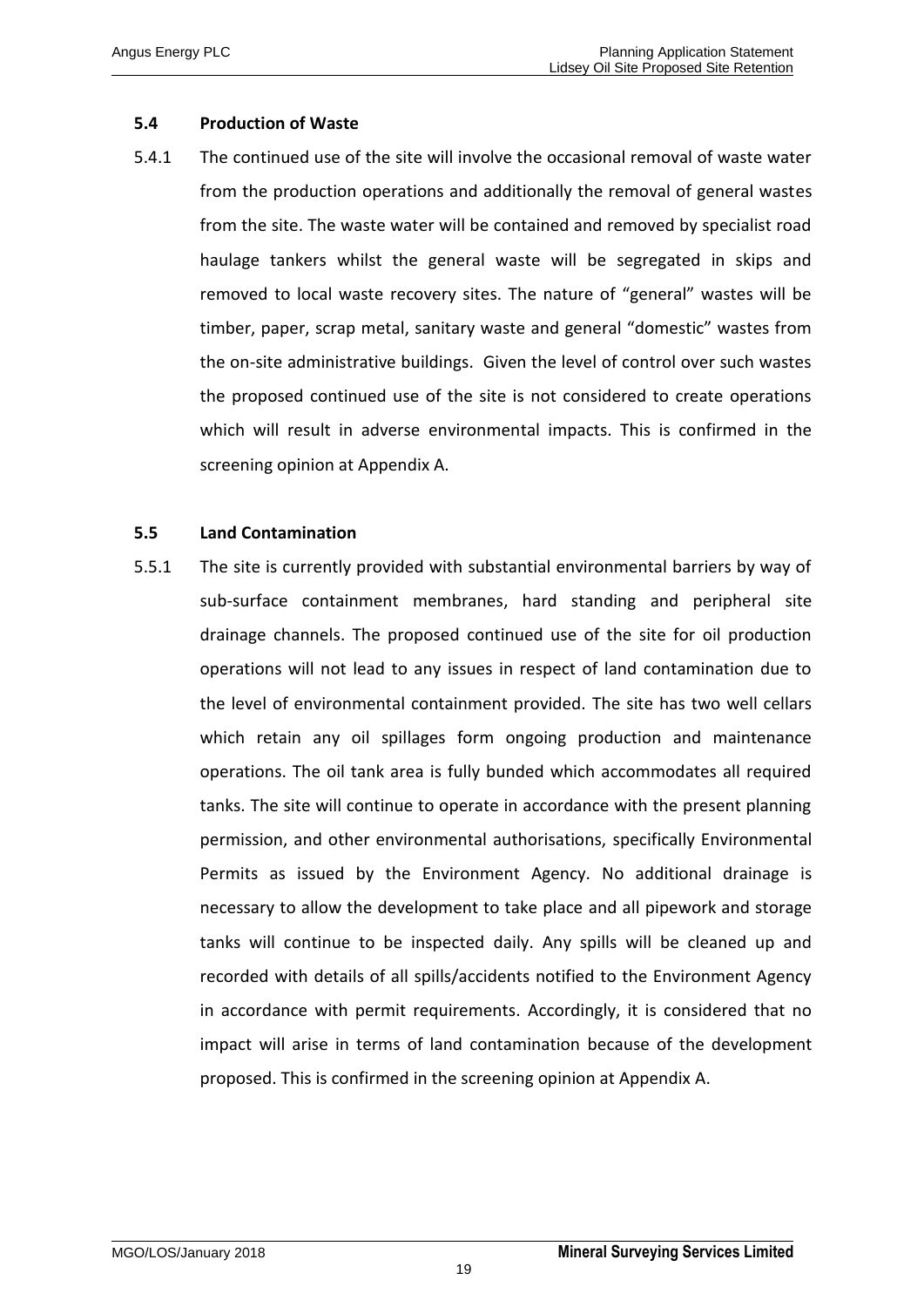### 5.4 Production of Waste

5.4.1 The continued use of the site will involve the occasional removal of waste water from the production operations and additionally the removal of general wastes from the site. The waste water will be contained and removed by specialist road haulage tankers whilst the general waste will be segregated in skips and removed to local waste recovery sites. The nature of "general" wastes will be timber, paper, scrap metal, sanitary waste and general "domestic" wastes from the on-site administrative buildings. Given the level of control over such wastes the proposed continued use of the site is not considered to create operations which will result in adverse environmental impacts. This is confirmed in the screening opinion at Appendix A.

### 5.5 Land Contamination

5.5.1 The site is currently provided with substantial environmental barriers by way of sub-surface containment membranes, hard standing and peripheral site drainage channels. The proposed continued use of the site for oil production operations will not lead to any issues in respect of land contamination due to the level of environmental containment provided. The site has two well cellars which retain any oil spillages form ongoing production and maintenance operations. The oil tank area is fully bunded which accommodates all required tanks. The site will continue to operate in accordance with the present planning permission, and other environmental authorisations, specifically Environmental Permits as issued by the Environment Agency. No additional drainage is necessary to allow the development to take place and all pipework and storage tanks will continue to be inspected daily. Any spills will be cleaned up and recorded with details of all spills/accidents notified to the Environment Agency in accordance with permit requirements. Accordingly, it is considered that no impact will arise in terms of land contamination because of the development proposed. This is confirmed in the screening opinion at Appendix A.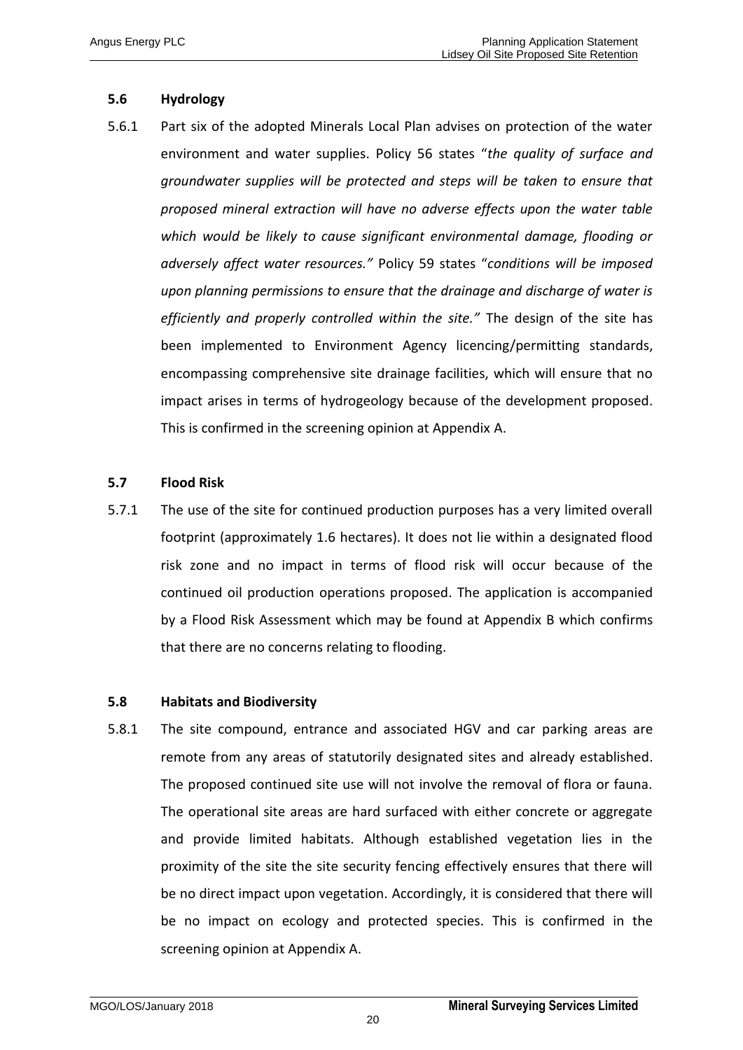### 5.6 Hydrology

5.6.1 Part six of the adopted Minerals Local Plan advises on protection of the water environment and water supplies. Policy 56 states "*the quality of surface and groundwater supplies will be protected and steps will be taken to ensure that proposed mineral extraction will have no adverse effects upon the water table which would be likely to cause significant environmental damage, flooding or adversely affect water resources.*" Policy 59 states "*conditions will be imposed upon planning permissions to ensure that the drainage and discharge of water is efficiently and properly controlled within the site.*" The design of the site has been implemented to Environment Agency licencing/permitting standards, encompassing comprehensive site drainage facilities, which will ensure that no impact arises in terms of hydrogeology because of the development proposed. This is confirmed in the screening opinion at Appendix A.

### 5.7 Flood Risk

5.7.1 The use of the site for continued production purposes has a very limited overall footprint (approximately 1.6 hectares). It does not lie within a designated flood risk zone and no impact in terms of flood risk will occur because of the continued oil production operations proposed. The application is accompanied by a Flood Risk Assessment which may be found at Appendix B which confirms that there are no concerns relating to flooding.

### 5.8 Habitats and Biodiversity

5.8.1 The site compound, entrance and associated HGV and car parking areas are remote from any areas of statutorily designated sites and already established. The proposed continued site use will not involve the removal of flora or fauna. The operational site areas are hard surfaced with either concrete or aggregate and provide limited habitats. Although established vegetation lies in the proximity of the site the site security fencing effectively ensures that there will be no direct impact upon vegetation. Accordingly, it is considered that there will be no impact on ecology and protected species. This is confirmed in the screening opinion at Appendix A.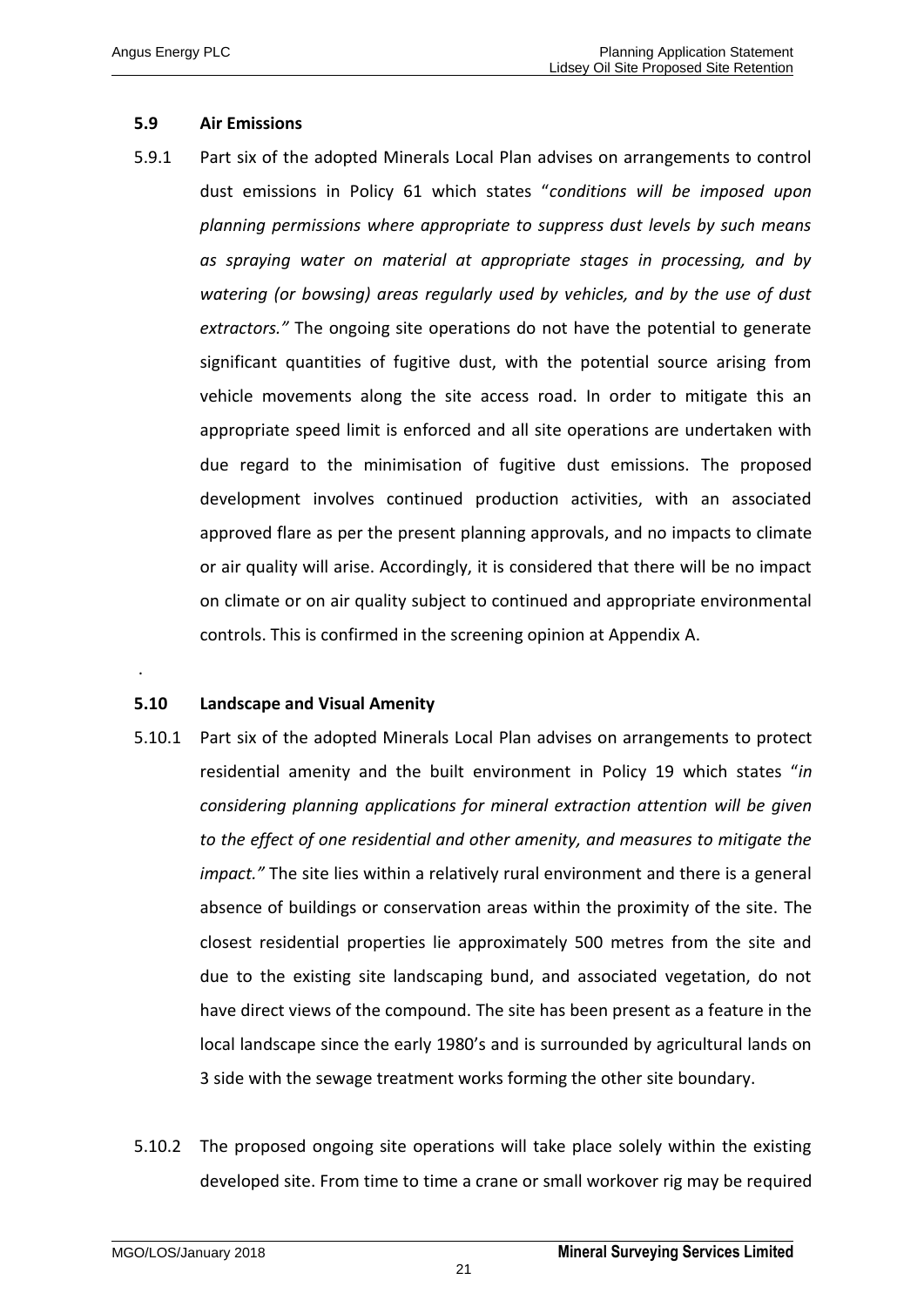### 5.9 Air Emissions

5.9.1 Part six of the adopted Minerals Local Plan advises on arrangements to control dust emissions in Policy 61 which states "*conditions will be imposed upon planning permissions where appropriate to suppress dust levels by such means as spraying water on material at appropriate stages in processing, and by watering (or bowsing) areas regularly used by vehicles, and by the use of dust extractors."* The ongoing site operations do not have the potential to generate significant quantities of fugitive dust, with the potential source arising from vehicle movements along the site access road. In order to mitigate this an appropriate speed limit is enforced and all site operations are undertaken with due regard to the minimisation of fugitive dust emissions. The proposed development involves continued production activities, with an associated approved flare as per the present planning approvals, and no impacts to climate or air quality will arise. Accordingly, it is considered that there will be no impact on climate or on air quality subject to continued and appropriate environmental controls. This is confirmed in the screening opinion at Appendix A.

.

### 5.10 Landscape and Visual Amenity

5.10.1 Part six of the adopted Minerals Local Plan advises on arrangements to protect residential amenity and the built environment in Policy 19 which states "*in considering planning applications for mineral extraction attention will be given to the effect of one residential and other amenity, and measures to mitigate the impact."* The site lies within a relatively rural environment and there is a general absence of buildings or conservation areas within the proximity of the site. The closest residential properties lie approximately 500 metres from the site and due to the existing site landscaping bund, and associated vegetation, do not have direct views of the compound. The site has been present as a feature in the local landscape since the early 1980's and is surrounded by agricultural lands on 3 side with the sewage treatment works forming the other site boundary.

5.10.2 The proposed ongoing site operations will take place solely within the existing developed site. From time to time a crane or small workover rig may be required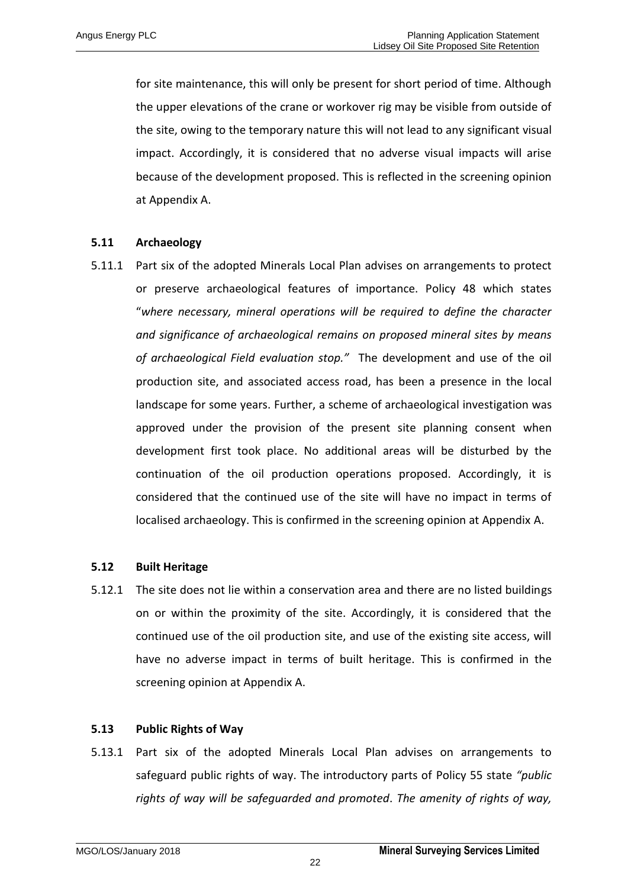for site maintenance, this will only be present for short period of time. Although the upper elevations of the crane or workover rig may be visible from outside of the site, owing to the temporary nature this will not lead to any significant visual impact. Accordingly, it is considered that no adverse visual impacts will arise because of the development proposed. This is reflected in the screening opinion at Appendix A.

### 5.11 Archaeology

5.11.1 Part six of the adopted Minerals Local Plan advises on arrangements to protect or preserve archaeological features of importance. Policy 48 which states "*where necessary, mineral operations will be required to define the character and significance of archaeological remains on proposed mineral sites by means of archaeological Field evaluation stop.*" The development and use of the oil production site, and associated access road, has been a presence in the local landscape for some years. Further, a scheme of archaeological investigation was approved under the provision of the present site planning consent when development first took place. No additional areas will be disturbed by the continuation of the oil production operations proposed. Accordingly, it is considered that the continued use of the site will have no impact in terms of localised archaeology. This is confirmed in the screening opinion at Appendix A.

### 5.12 Built Heritage

5.12.1 The site does not lie within a conservation area and there are no listed buildings on or within the proximity of the site. Accordingly, it is considered that the continued use of the oil production site, and use of the existing site access, will have no adverse impact in terms of built heritage. This is confirmed in the screening opinion at Appendix A.

### 5.13 Public Rights of Way

5.13.1 Part six of the adopted Minerals Local Plan advises on arrangements to safeguard public rights of way. The introductory parts of Policy 55 state *"public rights of way will be safeguarded and promoted*. *The amenity of rights of way,*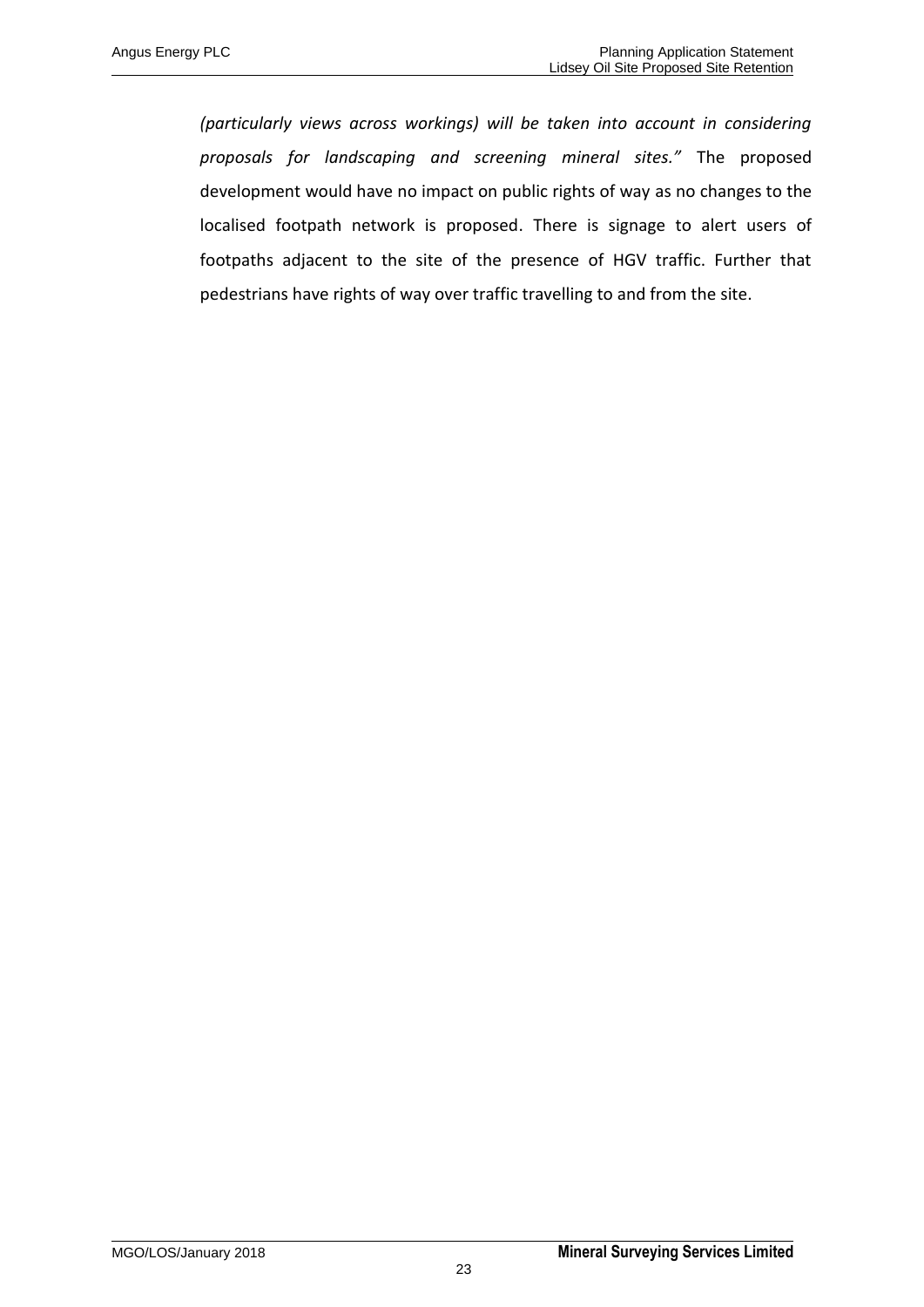*(particularly views across workings) will be taken into account in considering proposals for landscaping and screening mineral sites."* The proposed development would have no impact on public rights of way as no changes to the localised footpath network is proposed. There is signage to alert users of footpaths adjacent to the site of the presence of HGV traffic. Further that pedestrians have rights of way over traffic travelling to and from the site.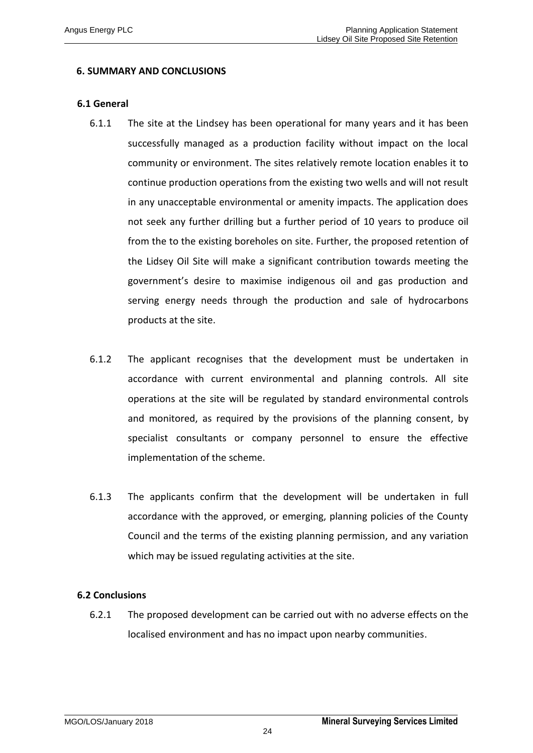## 6. SUMMARY AND CONCLUSIONS

### 6.1 General

6.1.1 The site at the Lindsey has been operational for many years and it has been successfully managed as a production facility without impact on the local community or environment. The sites relatively remote location enables it to continue production operations from the existing two wells and will not result in any unacceptable environmental or amenity impacts. The application does not seek any further drilling but a further period of 10 years to produce oil from the to the existing boreholes on site. Further, the proposed retention of the Lidsey Oil Site will make a significant contribution towards meeting the government's desire to maximise indigenous oil and gas production and serving energy needs through the production and sale of hydrocarbons products at the site.

6.1.2 The applicant recognises that the development must be undertaken in accordance with current environmental and planning controls. All site operations at the site will be regulated by standard environmental controls and monitored, as required by the provisions of the planning consent, by specialist consultants or company personnel to ensure the effective implementation of the scheme.

6.1.3 The applicants confirm that the development will be undertaken in full accordance with the approved, or emerging, planning policies of the County Council and the terms of the existing planning permission, and any variation which may be issued regulating activities at the site.

### 6.2 Conclusions

6.2.1 The proposed development can be carried out with no adverse effects on the localised environment and has no impact upon nearby communities.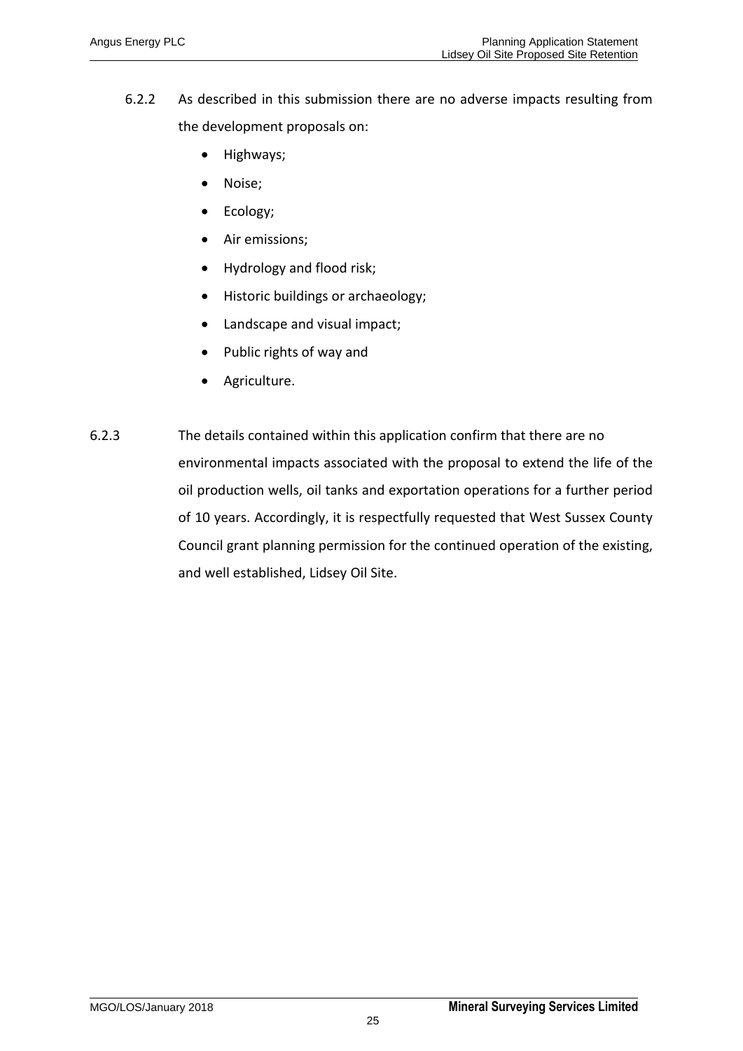6.2.2 As described in this submission there are no adverse impacts resulting from the development proposals on:

- Highways;
- Noise;
- Ecology;
- Air emissions;
- Hydrology and flood risk;
- Historic buildings or archaeology;
- Landscape and visual impact;
- Public rights of way and
- Agriculture.

6.2.3 The details contained within this application confirm that there are no environmental impacts associated with the proposal to extend the life of the oil production wells, oil tanks and exportation operations for a further period of 10 years. Accordingly, it is respectfully requested that West Sussex County Council grant planning permission for the continued operation of the existing, and well established, Lidsey Oil Site.